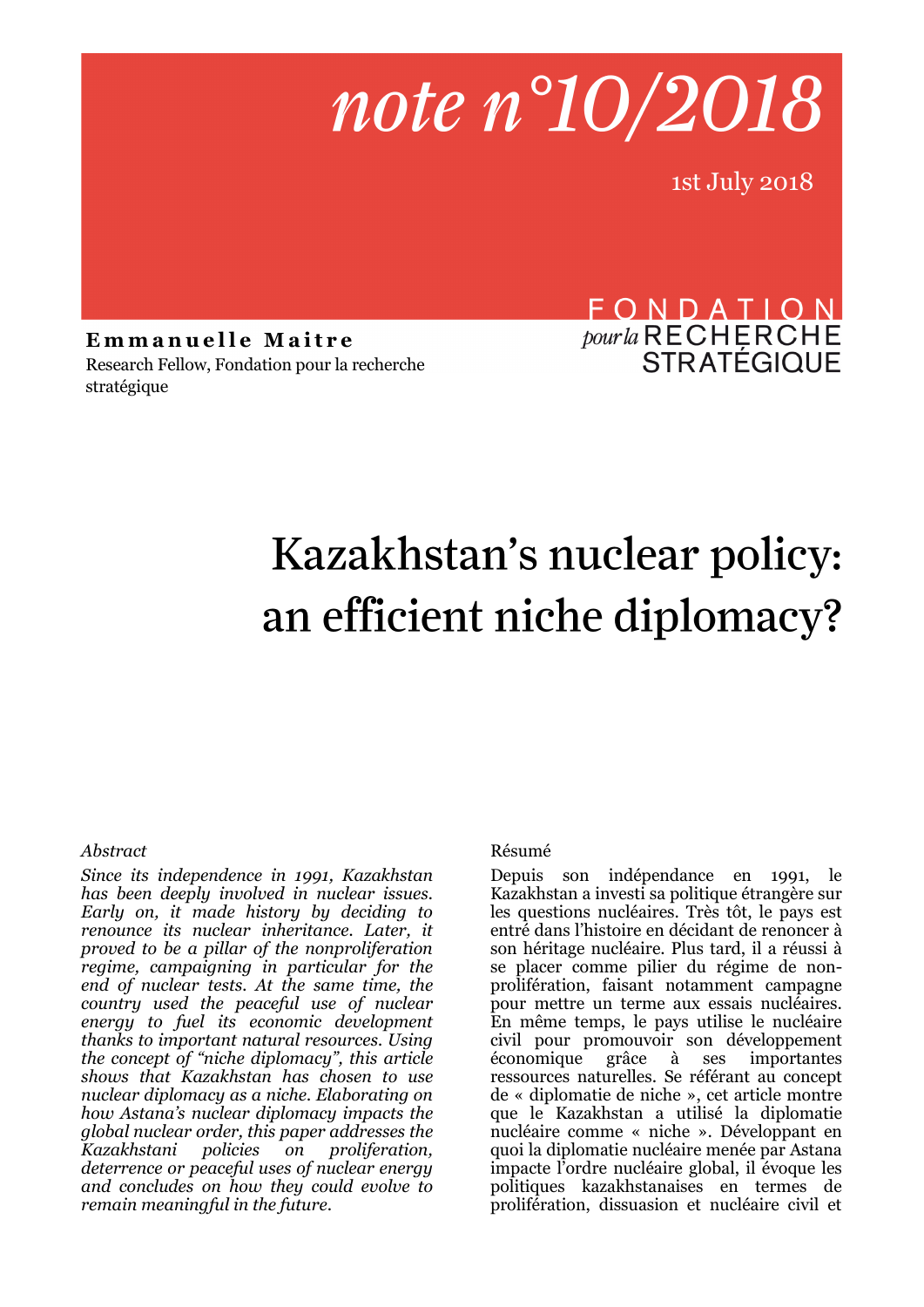# note n°10/2018

1st July 2018

FONDATION pour la RECHERCHE STRATÉGIQUE

**Emmanuelle Maitre**
Research Fellow, Fondation pour la recherche stratégique

# Kazakhstan's nuclear policy: an efficient niche diplomacy?

*Abstract*

*Since its independence in 1991, Kazakhstan has been deeply involved in nuclear issues. Early on, it made history by deciding to renounce its nuclear inheritance. Later, it proved to be a pillar of the nonproliferation regime, campaigning in particular for the end of nuclear tests. At the same time, the country used the peaceful use of nuclear energy to fuel its economic development thanks to important natural resources. Using the concept of "niche diplomacy", this article shows that Kazakhstan has chosen to use nuclear diplomacy as a niche. Elaborating on how Astana's nuclear diplomacy impacts the global nuclear order, this paper addresses the Kazakhstani policies on proliferation, deterrence or peaceful uses of nuclear energy and concludes on how they could evolve to remain meaningful in the future.*

Résumé

Depuis son indépendance en 1991, le Kazakhstan a investi sa politique étrangère sur les questions nucléaires. Très tôt, le pays est entré dans l'histoire en décidant de renoncer à son héritage nucléaire. Plus tard, il a réussi à se placer comme pilier du régime de non-prolifération, faisant notamment campagne pour mettre un terme aux essais nucléaires. En même temps, le pays utilise le nucléaire civil pour promouvoir son développement économique grâce à ses importantes ressources naturelles. Se référant au concept de « diplomatie de niche », cet article montre que le Kazakhstan a utilisé la diplomatie nucléaire comme « niche ». Développant en quoi la diplomatie nucléaire menée par Astana impacte l'ordre nucléaire global, il évoque les politiques kazakhstanaises en termes de prolifération, dissuasion et nucléaire civil et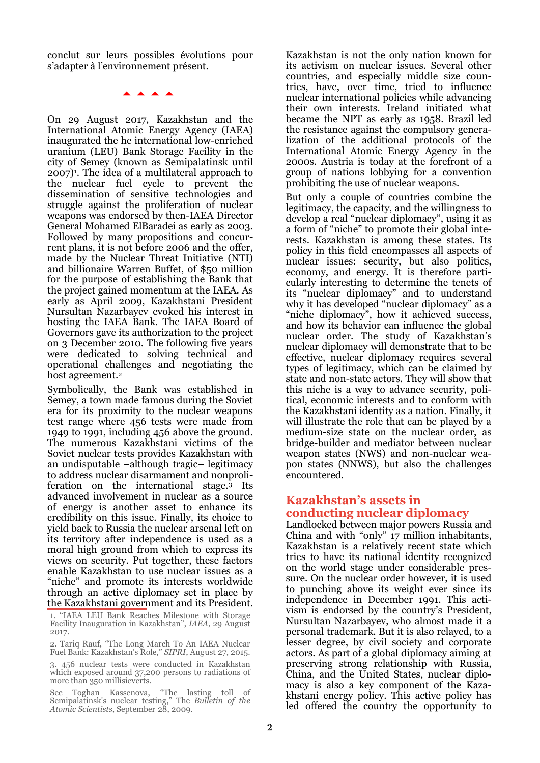conclut sur leurs possibles évolutions pour s'adapter à l'environnement présent.

▲▲▲▲

On 29 August 2017, Kazakhstan and the International Atomic Energy Agency (IAEA) inaugurated the he international low-enriched uranium (LEU) Bank Storage Facility in the city of Semey (known as Semipalatinsk until 2007)[1]. The idea of a multilateral approach to the nuclear fuel cycle to prevent the dissemination of sensitive technologies and struggle against the proliferation of nuclear weapons was endorsed by then-IAEA Director General Mohamed ElBaradei as early as 2003. Followed by many propositions and concurrent plans, it is not before 2006 and the offer, made by the Nuclear Threat Initiative (NTI) and billionaire Warren Buffet, of $50 million for the purpose of establishing the Bank that the project gained momentum at the IAEA. As early as April 2009, Kazakhstani President Nursultan Nazarbayev evoked his interest in hosting the IAEA Bank. The IAEA Board of Governors gave its authorization to the project on 3 December 2010. The following five years were dedicated to solving technical and operational challenges and negotiating the host agreement.[2]

Symbolically, the Bank was established in Semey, a town made famous during the Soviet era for its proximity to the nuclear weapons test range where 456 tests were made from 1949 to 1991, including 456 above the ground. The numerous Kazakhstani victims of the Soviet nuclear tests provides Kazakhstan with an undisputable –although tragic– legitimacy to address nuclear disarmament and nonproliferation on the international stage.[3] Its advanced involvement in nuclear as a source of energy is another asset to enhance its credibility on this issue. Finally, its choice to yield back to Russia the nuclear arsenal left on its territory after independence is used as a moral high ground from which to express its views on security. Put together, these factors enable Kazakhstan to use nuclear issues as a "niche" and promote its interests worldwide through an active diplomacy set in place by the Kazakhstani government and its President.

1. "IAEA LEU Bank Reaches Milestone with Storage Facility Inauguration in Kazakhstan", *IAEA*, 29 August 2017.

2. Tariq Rauf, "The Long March To An IAEA Nuclear Fuel Bank: Kazakhstan's Role," *SIPRI*, August 27, 2015.

3. 456 nuclear tests were conducted in Kazakhstan which exposed around 37,200 persons to radiations of more than 350 millisieverts.

See Toghan Kassenova, "The lasting toll of Semipalatinsk's nuclear testing," The *Bulletin of the Atomic Scientists*, September 28, 2009.

Kazakhstan is not the only nation known for its activism on nuclear issues. Several other countries, and especially middle size countries, have, over time, tried to influence nuclear international policies while advancing their own interests. Ireland initiated what became the NPT as early as 1958. Brazil led the resistance against the compulsory generalization of the additional protocols of the International Atomic Energy Agency in the 2000s. Austria is today at the forefront of a group of nations lobbying for a convention prohibiting the use of nuclear weapons.

But only a couple of countries combine the legitimacy, the capacity, and the willingness to develop a real "nuclear diplomacy", using it as a form of "niche" to promote their global interests. Kazakhstan is among these states. Its policy in this field encompasses all aspects of nuclear issues: security, but also politics, economy, and energy. It is therefore particularly interesting to determine the tenets of its "nuclear diplomacy" and to understand why it has developed "nuclear diplomacy" as a "niche diplomacy", how it achieved success, and how its behavior can influence the global nuclear order. The study of Kazakhstan's nuclear diplomacy will demonstrate that to be effective, nuclear diplomacy requires several types of legitimacy, which can be claimed by state and non-state actors. They will show that this niche is a way to advance security, political, economic interests and to conform with the Kazakhstani identity as a nation. Finally, it will illustrate the role that can be played by a medium-size state on the nuclear order, as bridge-builder and mediator between nuclear weapon states (NWS) and non-nuclear weapon states (NNWS), but also the challenges encountered.

## Kazakhstan's assets in conducting nuclear diplomacy

Landlocked between major powers Russia and China and with "only" 17 million inhabitants, Kazakhstan is a relatively recent state which tries to have its national identity recognized on the world stage under considerable pressure. On the nuclear order however, it is used to punching above its weight ever since its independence in December 1991. This activism is endorsed by the country's President, Nursultan Nazarbayev, who almost made it a personal trademark. But it is also relayed, to a lesser degree, by civil society and corporate actors. As part of a global diplomacy aiming at preserving strong relationship with Russia, China, and the United States, nuclear diplomacy is also a key component of the Kazakhstani energy policy. This active policy has led offered the country the opportunity to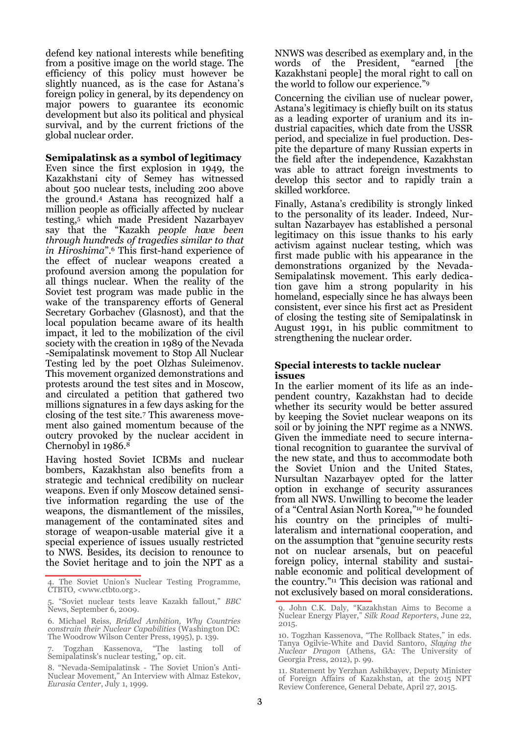defend key national interests while benefiting from a positive image on the world stage. The efficiency of this policy must however be slightly nuanced, as is the case for Astana's foreign policy in general, by its dependency on major powers to guarantee its economic development but also its political and physical survival, and by the current frictions of the global nuclear order.

### Semipalatinsk as a symbol of legitimacy

Even since the first explosion in 1949, the Kazakhstani city of Semey has witnessed about 500 nuclear tests, including 200 above the ground.[4] Astana has recognized half a million people as officially affected by nuclear testing,[5] which made President Nazarbayev say that the "Kazakh *people have been through hundreds of tragedies similar to that in Hiroshima*".[6] This first-hand experience of the effect of nuclear weapons created a profound aversion among the population for all things nuclear. When the reality of the Soviet test program was made public in the wake of the transparency efforts of General Secretary Gorbachev (Glasnost), and that the local population became aware of its health impact, it led to the mobilization of the civil society with the creation in 1989 of the Nevada -Semipalatinsk movement to Stop All Nuclear Testing led by the poet Olzhas Suleimenov. This movement organized demonstrations and protests around the test sites and in Moscow, and circulated a petition that gathered two millions signatures in a few days asking for the closing of the test site.[7] This awareness movement also gained momentum because of the outcry provoked by the nuclear accident in Chernobyl in 1986.[8]

Having hosted Soviet ICBMs and nuclear bombers, Kazakhstan also benefits from a strategic and technical credibility on nuclear weapons. Even if only Moscow detained sensitive information regarding the use of the weapons, the dismantlement of the missiles, management of the contaminated sites and storage of weapon-usable material give it a special experience of issues usually restricted to NWS. Besides, its decision to renounce to the Soviet heritage and to join the NPT as a NNWS was described as exemplary and, in the words of the President, "earned [the Kazakhstani people] the moral right to call on the world to follow our experience."[9]

Concerning the civilian use of nuclear power, Astana's legitimacy is chiefly built on its status as a leading exporter of uranium and its industrial capacities, which date from the USSR period, and specialize in fuel production. Despite the departure of many Russian experts in the field after the independence, Kazakhstan was able to attract foreign investments to develop this sector and to rapidly train a skilled workforce.

Finally, Astana's credibility is strongly linked to the personality of its leader. Indeed, Nursultan Nazarbayev has established a personal legitimacy on this issue thanks to his early activism against nuclear testing, which was first made public with his appearance in the demonstrations organized by the Nevada-Semipalatinsk movement. This early dedication gave him a strong popularity in his homeland, especially since he has always been consistent, ever since his first act as President of closing the testing site of Semipalatinsk in August 1991, in his public commitment to strengthening the nuclear order.

### Special interests to tackle nuclear issues

In the earlier moment of its life as an independent country, Kazakhstan had to decide whether its security would be better assured by keeping the Soviet nuclear weapons on its soil or by joining the NPT regime as a NNWS. Given the immediate need to secure international recognition to guarantee the survival of the new state, and thus to accommodate both the Soviet Union and the United States, Nursultan Nazarbayev opted for the latter option in exchange of security assurances from all NWS. Unwilling to become the leader of a "Central Asian North Korea,"[10] he founded his country on the principles of multilateralism and international cooperation, and on the assumption that "genuine security rests not on nuclear arsenals, but on peaceful foreign policy, internal stability and sustainable economic and political development of the country."[11] This decision was rational and not exclusively based on moral considerations.

---

4. The Soviet Union's Nuclear Testing Programme, CTBTO, <www.ctbto.org>.

5. "Soviet nuclear tests leave Kazakh fallout," *BBC* News, September 6, 2009.

6. Michael Reiss, *Bridled Ambition, Why Countries constrain their Nuclear Capabilities* (Washington DC: The Woodrow Wilson Center Press, 1995), p. 139.

7. Togzhan Kassenova, "The lasting toll of Semipalatinsk's nuclear testing," op. cit.

8. "Nevada-Semipalatinsk - The Soviet Union's Anti-Nuclear Movement," An Interview with Almaz Estekov, *Eurasia Center*, July 1, 1999.

9. John C.K. Daly, "Kazakhstan Aims to Become a Nuclear Energy Player," *Silk Road Reporters*, June 22, 2015.

10. Togzhan Kassenova, "The Rollback States," in eds. Tanya Ogilvie-White and David Santoro, *Slaying the Nuclear Dragon* (Athens, GA: The University of Georgia Press, 2012), p. 99.

11. Statement by Yerzhan Ashikbayev, Deputy Minister of Foreign Affairs of Kazakhstan, at the 2015 NPT Review Conference, General Debate, April 27, 2015.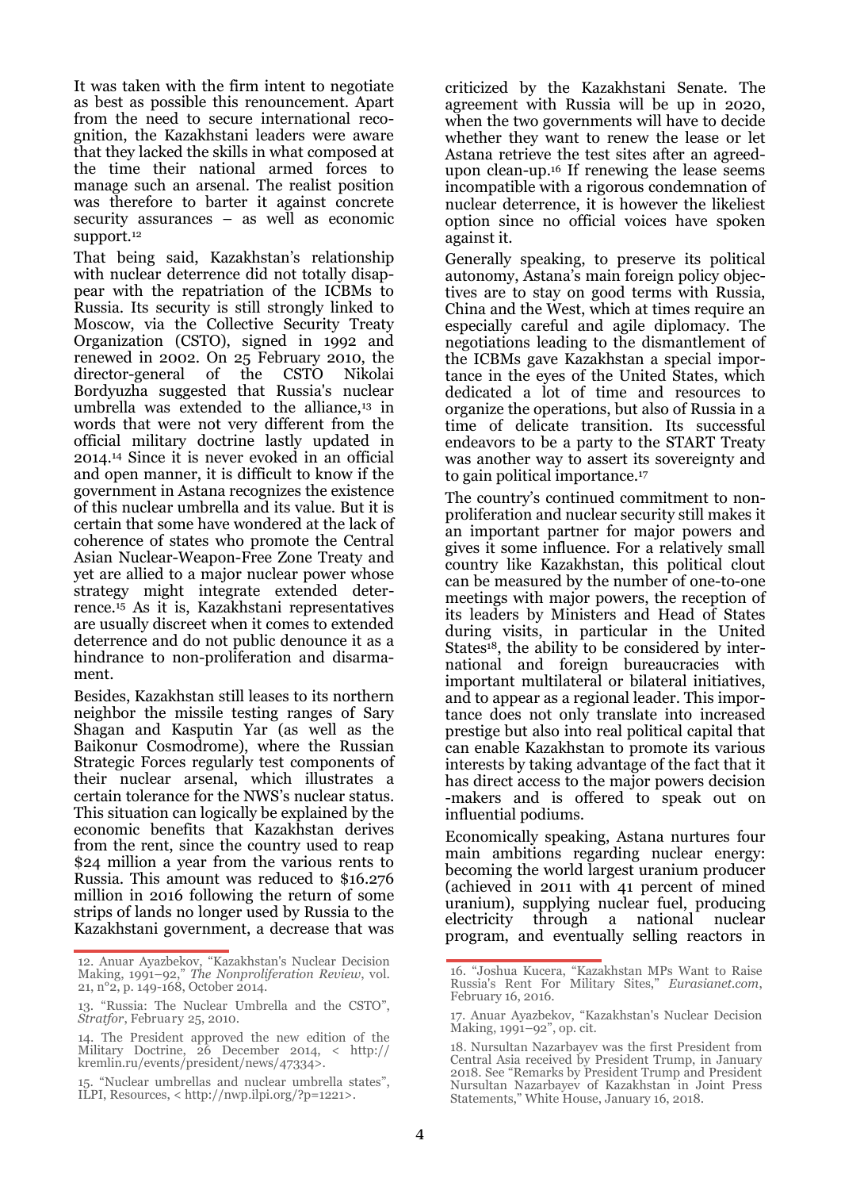It was taken with the firm intent to negotiate as best as possible this renouncement. Apart from the need to secure international recognition, the Kazakhstani leaders were aware that they lacked the skills in what composed at the time their national armed forces to manage such an arsenal. The realist position was therefore to barter it against concrete security assurances – as well as economic support.[12]

That being said, Kazakhstan's relationship with nuclear deterrence did not totally disappear with the repatriation of the ICBMs to Russia. Its security is still strongly linked to Moscow, via the Collective Security Treaty Organization (CSTO), signed in 1992 and renewed in 2002. On 25 February 2010, the director-general of the CSTO Nikolai Bordyuzha suggested that Russia's nuclear umbrella was extended to the alliance,[13] in words that were not very different from the official military doctrine lastly updated in 2014.[14] Since it is never evoked in an official and open manner, it is difficult to know if the government in Astana recognizes the existence of this nuclear umbrella and its value. But it is certain that some have wondered at the lack of coherence of states who promote the Central Asian Nuclear-Weapon-Free Zone Treaty and yet are allied to a major nuclear power whose strategy might integrate extended deterrence.[15] As it is, Kazakhstani representatives are usually discreet when it comes to extended deterrence and do not public denounce it as a hindrance to non-proliferation and disarmament.

Besides, Kazakhstan still leases to its northern neighbor the missile testing ranges of Sary Shagan and Kasputin Yar (as well as the Baikonur Cosmodrome), where the Russian Strategic Forces regularly test components of their nuclear arsenal, which illustrates a certain tolerance for the NWS's nuclear status. This situation can logically be explained by the economic benefits that Kazakhstan derives from the rent, since the country used to reap $24 million a year from the various rents to Russia. This amount was reduced to $16.276 million in 2016 following the return of some strips of lands no longer used by Russia to the Kazakhstani government, a decrease that was criticized by the Kazakhstani Senate. The agreement with Russia will be up in 2020, when the two governments will have to decide whether they want to renew the lease or let Astana retrieve the test sites after an agreed-upon clean-up.[16] If renewing the lease seems incompatible with a rigorous condemnation of nuclear deterrence, it is however the likeliest option since no official voices have spoken against it.

Generally speaking, to preserve its political autonomy, Astana's main foreign policy objectives are to stay on good terms with Russia, China and the West, which at times require an especially careful and agile diplomacy. The negotiations leading to the dismantlement of the ICBMs gave Kazakhstan a special importance in the eyes of the United States, which dedicated a lot of time and resources to organize the operations, but also of Russia in a time of delicate transition. Its successful endeavors to be a party to the START Treaty was another way to assert its sovereignty and to gain political importance.[17]

The country's continued commitment to non-proliferation and nuclear security still makes it an important partner for major powers and gives it some influence. For a relatively small country like Kazakhstan, this political clout can be measured by the number of one-to-one meetings with major powers, the reception of its leaders by Ministers and Head of States during visits, in particular in the United States[18], the ability to be considered by international and foreign bureaucracies with important multilateral or bilateral initiatives, and to appear as a regional leader. This importance does not only translate into increased prestige but also into real political capital that can enable Kazakhstan to promote its various interests by taking advantage of the fact that it has direct access to the major powers decision-makers and is offered to speak out on influential podiums.

Economically speaking, Astana nurtures four main ambitions regarding nuclear energy: becoming the world largest uranium producer (achieved in 2011 with 41 percent of mined uranium), supplying nuclear fuel, producing electricity through a national nuclear program, and eventually selling reactors in

---

12. Anuar Ayazbekov, "Kazakhstan's Nuclear Decision Making, 1991–92," *The Nonproliferation Review*, vol. 21, n°2, p. 149-168, October 2014.

13. "Russia: The Nuclear Umbrella and the CSTO", *Stratfor*, February 25, 2010.

14. The President approved the new edition of the Military Doctrine, 26 December 2014, < http://kremlin.ru/events/president/news/47334>.

15. "Nuclear umbrellas and nuclear umbrella states", ILPI, Resources, < http://nwp.ilpi.org/?p=1221>.

16. "Joshua Kucera, "Kazakhstan MPs Want to Raise Russia's Rent For Military Sites," *Eurasianet.com*, February 16, 2016.

17. Anuar Ayazbekov, "Kazakhstan's Nuclear Decision Making, 1991–92", op. cit.

18. Nursultan Nazarbayev was the first President from Central Asia received by President Trump, in January 2018. See "Remarks by President Trump and President Nursultan Nazarbayev of Kazakhstan in Joint Press Statements," White House, January 16, 2018.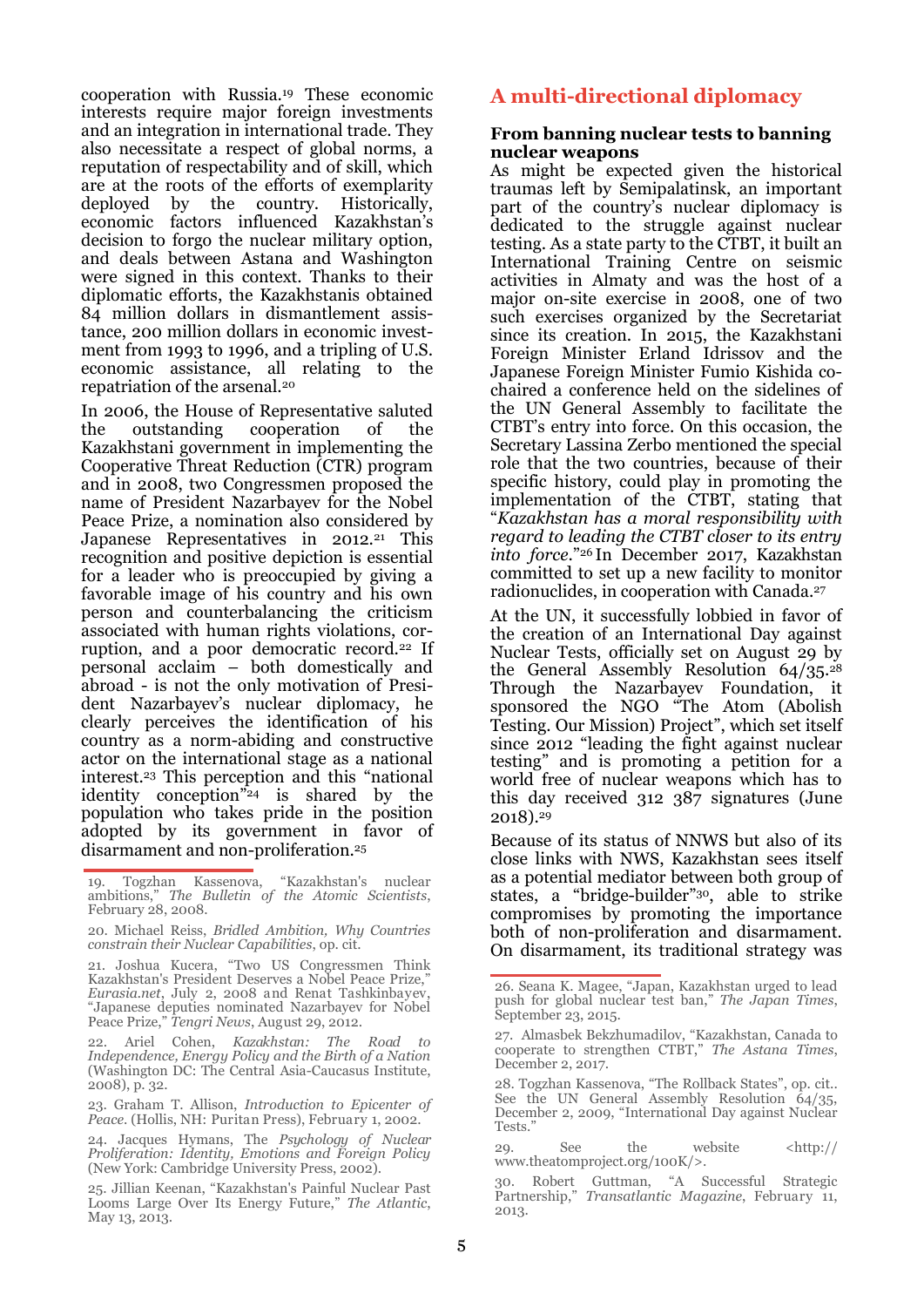cooperation with Russia.[19] These economic interests require major foreign investments and an integration in international trade. They also necessitate a respect of global norms, a reputation of respectability and of skill, which are at the roots of the efforts of exemplarity deployed by the country. Historically, economic factors influenced Kazakhstan's decision to forgo the nuclear military option, and deals between Astana and Washington were signed in this context. Thanks to their diplomatic efforts, the Kazakhstanis obtained 84 million dollars in dismantlement assistance, 200 million dollars in economic investment from 1993 to 1996, and a tripling of U.S. economic assistance, all relating to the repatriation of the arsenal.[20]

In 2006, the House of Representative saluted the outstanding cooperation of the Kazakhstani government in implementing the Cooperative Threat Reduction (CTR) program and in 2008, two Congressmen proposed the name of President Nazarbayev for the Nobel Peace Prize, a nomination also considered by Japanese Representatives in 2012.[21] This recognition and positive depiction is essential for a leader who is preoccupied by giving a favorable image of his country and his own person and counterbalancing the criticism associated with human rights violations, corruption, and a poor democratic record.[22] If personal acclaim – both domestically and abroad - is not the only motivation of President Nazarbayev's nuclear diplomacy, he clearly perceives the identification of his country as a norm-abiding and constructive actor on the international stage as a national interest.[23] This perception and this "national identity conception"[24] is shared by the population who takes pride in the position adopted by its government in favor of disarmament and non-proliferation.[25]

## A multi-directional diplomacy

### From banning nuclear tests to banning nuclear weapons

As might be expected given the historical traumas left by Semipalatinsk, an important part of the country's nuclear diplomacy is dedicated to the struggle against nuclear testing. As a state party to the CTBT, it built an International Training Centre on seismic activities in Almaty and was the host of a major on-site exercise in 2008, one of two such exercises organized by the Secretariat since its creation. In 2015, the Kazakhstani Foreign Minister Erland Idrissov and the Japanese Foreign Minister Fumio Kishida co-chaired a conference held on the sidelines of the UN General Assembly to facilitate the CTBT's entry into force. On this occasion, the Secretary Lassina Zerbo mentioned the special role that the two countries, because of their specific history, could play in promoting the implementation of the CTBT, stating that "*Kazakhstan has a moral responsibility with regard to leading the CTBT closer to its entry into force.*"[26] In December 2017, Kazakhstan committed to set up a new facility to monitor radionuclides, in cooperation with Canada.[27]

At the UN, it successfully lobbied in favor of the creation of an International Day against Nuclear Tests, officially set on August 29 by the General Assembly Resolution 64/35.[28] Through the Nazarbayev Foundation, it sponsored the NGO "The Atom (Abolish Testing. Our Mission) Project", which set itself since 2012 "leading the fight against nuclear testing" and is promoting a petition for a world free of nuclear weapons which has to this day received 312 387 signatures (June 2018).[29]

Because of its status of NNWS but also of its close links with NWS, Kazakhstan sees itself as a potential mediator between both group of states, a "bridge-builder"[30], able to strike compromises by promoting the importance both of non-proliferation and disarmament. On disarmament, its traditional strategy was

---

19. Togzhan Kassenova, "Kazakhstan's nuclear ambitions," *The Bulletin of the Atomic Scientists*, February 28, 2008.

20. Michael Reiss, *Bridled Ambition, Why Countries constrain their Nuclear Capabilities*, op. cit.

21. Joshua Kucera, "Two US Congressmen Think Kazakhstan's President Deserves a Nobel Peace Prize," *Eurasia.net*, July 2, 2008 and Renat Tashkinbayev, "Japanese deputies nominated Nazarbayev for Nobel Peace Prize," *Tengri News*, August 29, 2012.

22. Ariel Cohen, *Kazakhstan: The Road to Independence, Energy Policy and the Birth of a Nation* (Washington DC: The Central Asia-Caucasus Institute, 2008), p. 32.

23. Graham T. Allison, *Introduction to Epicenter of Peace*. (Hollis, NH: Puritan Press), February 1, 2002.

24. Jacques Hymans, The *Psychology of Nuclear Proliferation: Identity, Emotions and Foreign Policy* (New York: Cambridge University Press, 2002).

25. Jillian Keenan, "Kazakhstan's Painful Nuclear Past Looms Large Over Its Energy Future," *The Atlantic*, May 13, 2013.

26. Seana K. Magee, "Japan, Kazakhstan urged to lead push for global nuclear test ban," *The Japan Times*, September 23, 2015.

27. Almasbek Bekzhumadilov, "Kazakhstan, Canada to cooperate to strengthen CTBT," *The Astana Times*, December 2, 2017.

28. Togzhan Kassenova, "The Rollback States", op. cit.. See the UN General Assembly Resolution 64/35, December 2, 2009, "International Day against Nuclear Tests."

29. See the website <http://www.theatomproject.org/100K/>.

30. Robert Guttman, "A Successful Strategic Partnership," *Transatlantic Magazine*, February 11, 2013.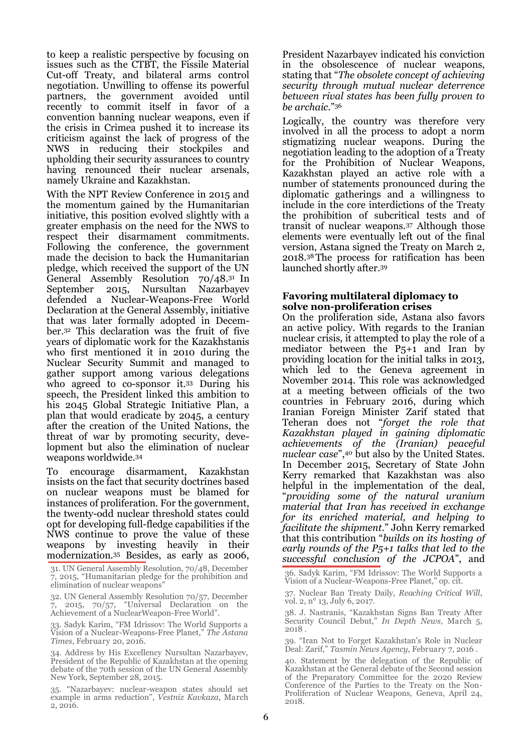to keep a realistic perspective by focusing on issues such as the CTBT, the Fissile Material Cut-off Treaty, and bilateral arms control negotiation. Unwilling to offense its powerful partners, the government avoided until recently to commit itself in favor of a convention banning nuclear weapons, even if the crisis in Crimea pushed it to increase its criticism against the lack of progress of the NWS in reducing their stockpiles and upholding their security assurances to country having renounced their nuclear arsenals, namely Ukraine and Kazakhstan.

With the NPT Review Conference in 2015 and the momentum gained by the Humanitarian initiative, this position evolved slightly with a greater emphasis on the need for the NWS to respect their disarmament commitments. Following the conference, the government made the decision to back the Humanitarian pledge, which received the support of the UN General Assembly Resolution 70/48.[31] In September 2015, Nursultan Nazarbayev defended a Nuclear-Weapons-Free World Declaration at the General Assembly, initiative that was later formally adopted in December.[32] This declaration was the fruit of five years of diplomatic work for the Kazakhstanis who first mentioned it in 2010 during the Nuclear Security Summit and managed to gather support among various delegations who agreed to co-sponsor it.[33] During his speech, the President linked this ambition to his 2045 Global Strategic Initiative Plan, a plan that would eradicate by 2045, a century after the creation of the United Nations, the threat of war by promoting security, development but also the elimination of nuclear weapons worldwide.[34]

To encourage disarmament, Kazakhstan insists on the fact that security doctrines based on nuclear weapons must be blamed for instances of proliferation. For the government, the twenty-odd nuclear threshold states could opt for developing full-fledge capabilities if the NWS continue to prove the value of these weapons by investing heavily in their modernization.[35] Besides, as early as 2006, President Nazarbayev indicated his conviction in the obsolescence of nuclear weapons, stating that "*The obsolete concept of achieving security through mutual nuclear deterrence between rival states has been fully proven to be archaic.*"[36]

Logically, the country was therefore very involved in all the process to adopt a norm stigmatizing nuclear weapons. During the negotiation leading to the adoption of a Treaty for the Prohibition of Nuclear Weapons, Kazakhstan played an active role with a number of statements pronounced during the diplomatic gatherings and a willingness to include in the core interdictions of the Treaty the prohibition of subcritical tests and of transit of nuclear weapons.[37] Although those elements were eventually left out of the final version, Astana signed the Treaty on March 2, 2018.[38] The process for ratification has been launched shortly after.[39]

### Favoring multilateral diplomacy to solve non-proliferation crises

On the proliferation side, Astana also favors an active policy. With regards to the Iranian nuclear crisis, it attempted to play the role of a mediator between the P5+1 and Iran by providing location for the initial talks in 2013, which led to the Geneva agreement in November 2014. This role was acknowledged at a meeting between officials of the two countries in February 2016, during which Iranian Foreign Minister Zarif stated that Teheran does not "*forget the role that Kazakhstan played in gaining diplomatic achievements of the (Iranian) peaceful nuclear case*",[40] but also by the United States. In December 2015, Secretary of State John Kerry remarked that Kazakhstan was also helpful in the implementation of the deal, "*providing some of the natural uranium material that Iran has received in exchange for its enriched material, and helping to facilitate the shipment.*" John Kerry remarked that this contribution "*builds on its hosting of early rounds of the P5+1 talks that led to the successful conclusion of the JCPOA*", and

---

31. UN General Assembly Resolution, 70/48, December 7, 2015, "Humanitarian pledge for the prohibition and elimination of nuclear weapons"

32. UN General Assembly Resolution 70/57, December 7, 2015, 70/57, "Universal Declaration on the Achievement of a NuclearWeapon-Free World".

33. Sadyk Karim, "FM Idrissov: The World Supports a Vision of a Nuclear-Weapons-Free Planet," *The Astana Times*, February 20, 2016.

34. Address by His Excellency Nursultan Nazarbayev, President of the Republic of Kazakhstan at the opening debate of the 70th session of the UN General Assembly New York, September 28, 2015.

35. "Nazarbayev: nuclear-weapon states should set example in arms reduction", *Vestniz Kavkaza*, March 2, 2016.

36. Sadyk Karim, "FM Idrissov: The World Supports a Vision of a Nuclear-Weapons-Free Planet," op. cit.

37. Nuclear Ban Treaty Daily, *Reaching Critical Will*, vol. 2, n° 13, July 6, 2017.

38. J. Nastranis, "Kazakhstan Signs Ban Treaty After Security Council Debut," *In Depth News*, March 5, 2018 .

39. "Iran Not to Forget Kazakhstan's Role in Nuclear Deal: Zarif," *Tasmin News Agency*, February 7, 2016 .

40. Statement by the delegation of the Republic of Kazakhstan at the General debate of the Second session of the Preparatory Committee for the 2020 Review Conference of the Parties to the Treaty on the Non-Proliferation of Nuclear Weapons, Geneva, April 24, 2018.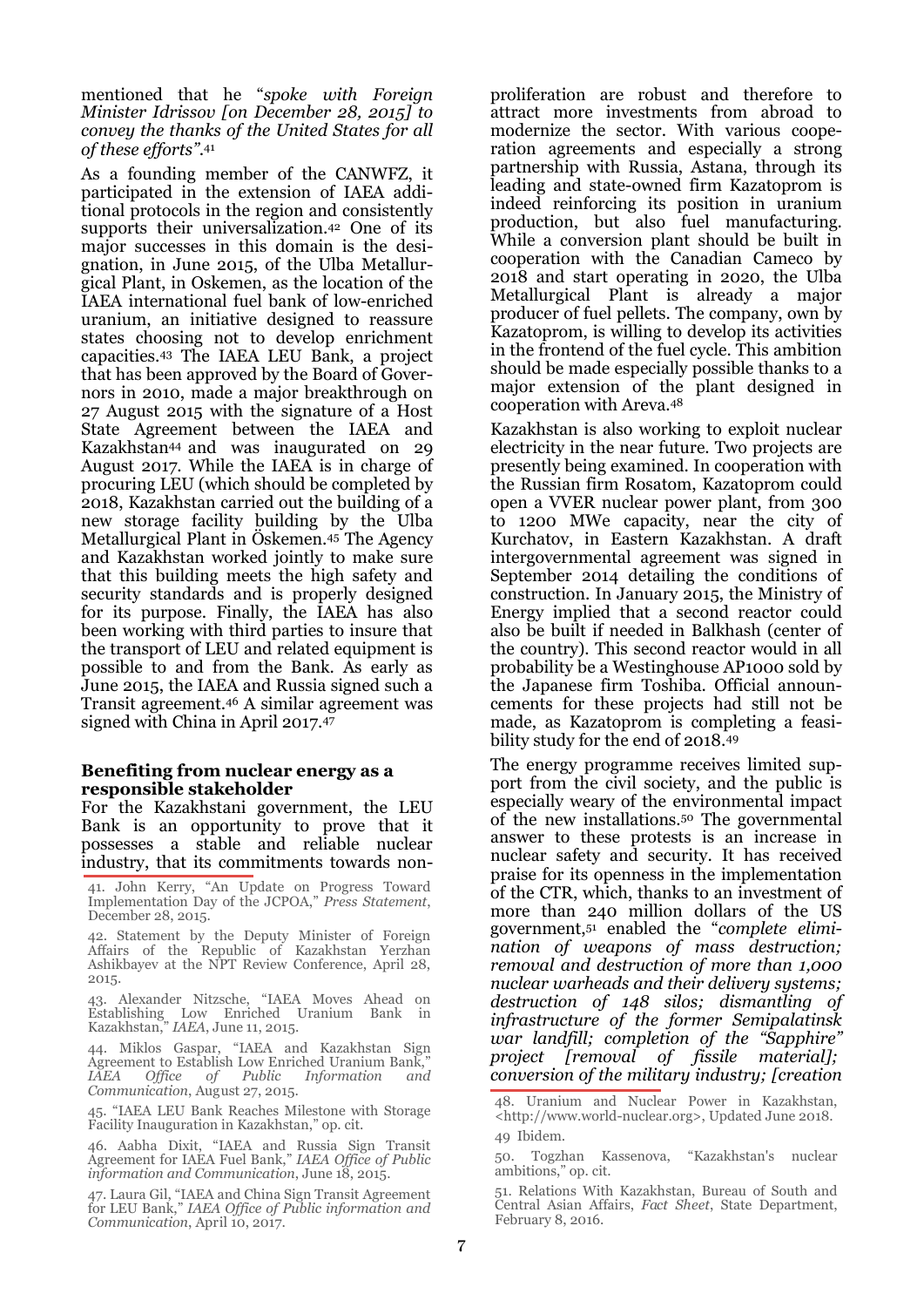mentioned that he "*spoke with Foreign Minister Idrissov [on December 28, 2015] to convey the thanks of the United States for all of these efforts*".[41]

As a founding member of the CANWFZ, it participated in the extension of IAEA additional protocols in the region and consistently supports their universalization.[42] One of its major successes in this domain is the designation, in June 2015, of the Ulba Metallurgical Plant, in Oskemen, as the location of the IAEA international fuel bank of low-enriched uranium, an initiative designed to reassure states choosing not to develop enrichment capacities.[43] The IAEA LEU Bank, a project that has been approved by the Board of Governors in 2010, made a major breakthrough on 27 August 2015 with the signature of a Host State Agreement between the IAEA and Kazakhstan[44] and was inaugurated on 29 August 2017. While the IAEA is in charge of procuring LEU (which should be completed by 2018, Kazakhstan carried out the building of a new storage facility building by the Ulba Metallurgical Plant in Öskemen.[45] The Agency and Kazakhstan worked jointly to make sure that this building meets the high safety and security standards and is properly designed for its purpose. Finally, the IAEA has also been working with third parties to insure that the transport of LEU and related equipment is possible to and from the Bank. As early as June 2015, the IAEA and Russia signed such a Transit agreement.[46] A similar agreement was signed with China in April 2017.[47]

### Benefiting from nuclear energy as a responsible stakeholder

For the Kazakhstani government, the LEU Bank is an opportunity to prove that it possesses a stable and reliable nuclear industry, that its commitments towards non-proliferation are robust and therefore to attract more investments from abroad to modernize the sector. With various cooperation agreements and especially a strong partnership with Russia, Astana, through its leading and state-owned firm Kazatoprom is indeed reinforcing its position in uranium production, but also fuel manufacturing. While a conversion plant should be built in cooperation with the Canadian Cameco by 2018 and start operating in 2020, the Ulba Metallurgical Plant is already a major producer of fuel pellets. The company, own by Kazatoprom, is willing to develop its activities in the frontend of the fuel cycle. This ambition should be made especially possible thanks to a major extension of the plant designed in cooperation with Areva.[48]

Kazakhstan is also working to exploit nuclear electricity in the near future. Two projects are presently being examined. In cooperation with the Russian firm Rosatom, Kazatoprom could open a VVER nuclear power plant, from 300 to 1200 MWe capacity, near the city of Kurchatov, in Eastern Kazakhstan. A draft intergovernmental agreement was signed in September 2014 detailing the conditions of construction. In January 2015, the Ministry of Energy implied that a second reactor could also be built if needed in Balkhash (center of the country). This second reactor would in all probability be a Westinghouse AP1000 sold by the Japanese firm Toshiba. Official announcements for these projects had still not be made, as Kazatoprom is completing a feasibility study for the end of 2018.[49]

The energy programme receives limited support from the civil society, and the public is especially weary of the environmental impact of the new installations.[50] The governmental answer to these protests is an increase in nuclear safety and security. It has received praise for its openness in the implementation of the CTR, which, thanks to an investment of more than 240 million dollars of the US government,[51] enabled the "*complete elimination of weapons of mass destruction; removal and destruction of more than 1,000 nuclear warheads and their delivery systems; destruction of 148 silos; dismantling of infrastructure of the former Semipalatinsk war landfill; completion of the "Sapphire" project [removal of fissile material]; conversion of the military industry; [creation*

---

41. John Kerry, "An Update on Progress Toward Implementation Day of the JCPOA," *Press Statement*, December 28, 2015.

42. Statement by the Deputy Minister of Foreign Affairs of the Republic of Kazakhstan Yerzhan Ashikbayev at the NPT Review Conference, April 28, 2015.

43. Alexander Nitzsche, "IAEA Moves Ahead on Establishing Low Enriched Uranium Bank in Kazakhstan," *IAEA*, June 11, 2015.

44. Miklos Gaspar, "IAEA and Kazakhstan Sign Agreement to Establish Low Enriched Uranium Bank," *IAEA Office of Public Information and Communication*, August 27, 2015.

45. "IAEA LEU Bank Reaches Milestone with Storage Facility Inauguration in Kazakhstan," op. cit.

46. Aabha Dixit, "IAEA and Russia Sign Transit Agreement for IAEA Fuel Bank," *IAEA Office of Public information and Communication*, June 18, 2015.

47. Laura Gil, "IAEA and China Sign Transit Agreement for LEU Bank," *IAEA Office of Public information and Communication*, April 10, 2017.

48. Uranium and Nuclear Power in Kazakhstan, <http://www.world-nuclear.org>, Updated June 2018.

49 Ibidem.

50. Togzhan Kassenova, "Kazakhstan's nuclear ambitions," op. cit.

51. Relations With Kazakhstan, Bureau of South and Central Asian Affairs, *Fact Sheet*, State Department, February 8, 2016.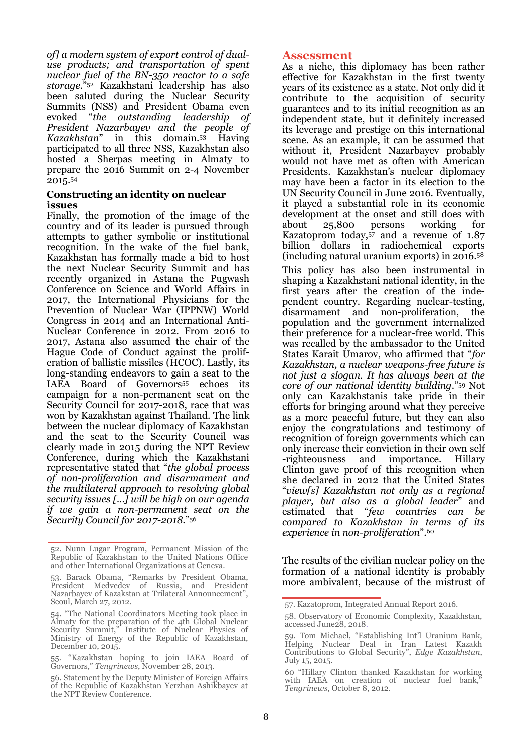*of] a modern system of export control of dual-use products; and transportation of spent nuclear fuel of the BN-350 reactor to a safe storage*."[52] Kazakhstani leadership has also been saluted during the Nuclear Security Summits (NSS) and President Obama even evoked "*the outstanding leadership of President Nazarbayev and the people of Kazakhstan*" in this domain.[53] Having participated to all three NSS, Kazakhstan also hosted a Sherpas meeting in Almaty to prepare the 2016 Summit on 2-4 November 2015.[54]

### Constructing an identity on nuclear issues

Finally, the promotion of the image of the country and of its leader is pursued through attempts to gather symbolic or institutional recognition. In the wake of the fuel bank, Kazakhstan has formally made a bid to host the next Nuclear Security Summit and has recently organized in Astana the Pugwash Conference on Science and World Affairs in 2017, the International Physicians for the Prevention of Nuclear War (IPPNW) World Congress in 2014 and an International Anti-Nuclear Conference in 2012. From 2016 to 2017, Astana also assumed the chair of the Hague Code of Conduct against the proliferation of ballistic missiles (HCOC). Lastly, its long-standing endeavors to gain a seat to the IAEA Board of Governors[55] echoes its campaign for a non-permanent seat on the Security Council for 2017-2018, race that was won by Kazakhstan against Thailand. The link between the nuclear diplomacy of Kazakhstan and the seat to the Security Council was clearly made in 2015 during the NPT Review Conference, during which the Kazakhstani representative stated that "*the global process of non-proliferation and disarmament and the multilateral approach to resolving global security issues […] will be high on our agenda if we gain a non-permanent seat on the Security Council for 2017-2018*."[56]

## Assessment

As a niche, this diplomacy has been rather effective for Kazakhstan in the first twenty years of its existence as a state. Not only did it contribute to the acquisition of security guarantees and to its initial recognition as an independent state, but it definitely increased its leverage and prestige on this international scene. As an example, it can be assumed that without it, President Nazarbayev probably would not have met as often with American Presidents. Kazakhstan's nuclear diplomacy may have been a factor in its election to the UN Security Council in June 2016. Eventually, it played a substantial role in its economic development at the onset and still does with about 25,800 persons working for Kazatoprom today,[57] and a revenue of 1.87 billion dollars in radiochemical exports (including natural uranium exports) in 2016.[58]

This policy has also been instrumental in shaping a Kazakhstani national identity, in the first years after the creation of the independent country. Regarding nuclear-testing, disarmament and non-proliferation, the population and the government internalized their preference for a nuclear-free world. This was recalled by the ambassador to the United States Karait Umarov, who affirmed that "*for Kazakhstan, a nuclear weapons-free future is not just a slogan. It has always been at the core of our national identity building*."[59] Not only can Kazakhstanis take pride in their efforts for bringing around what they perceive as a more peaceful future, but they can also enjoy the congratulations and testimony of recognition of foreign governments which can only increase their conviction in their own self-righteousness and importance. Hillary Clinton gave proof of this recognition when she declared in 2012 that the United States "*view[s] Kazakhstan not only as a regional player, but also as a global leader*" and estimated that "*few countries can be compared to Kazakhstan in terms of its experience in non-proliferation*".[60]

The results of the civilian nuclear policy on the formation of a national identity is probably more ambivalent, because of the mistrust of

---

52. Nunn Lugar Program, Permanent Mission of the Republic of Kazakhstan to the United Nations Office and other International Organizations at Geneva.

53. Barack Obama, "Remarks by President Obama, President Medvedev of Russia, and President Nazarbayev of Kazakstan at Trilateral Announcement", Seoul, March 27, 2012.

54. "The National Coordinators Meeting took place in Almaty for the preparation of the 4th Global Nuclear Security Summit," Institute of Nuclear Physics of Ministry of Energy of the Republic of Kazakhstan, December 10, 2015.

55. "Kazakhstan hoping to join IAEA Board of Governors," *Tengrinews*, November 28, 2013.

56. Statement by the Deputy Minister of Foreign Affairs of the Republic of Kazakhstan Yerzhan Ashikbayev at the NPT Review Conference.

57. Kazatoprom, Integrated Annual Report 2016.

58. Observatory of Economic Complexity, Kazakhstan, accessed June28, 2018.

59. Tom Michael, "Establishing Int'l Uranium Bank, Helping Nuclear Deal in Iran Latest Kazakh Contributions to Global Security", *Edge Kazakhstan*, July 15, 2015.

60 "Hillary Clinton thanked Kazakhstan for working with IAEA on creation of nuclear fuel bank," *Tengrinews*, October 8, 2012.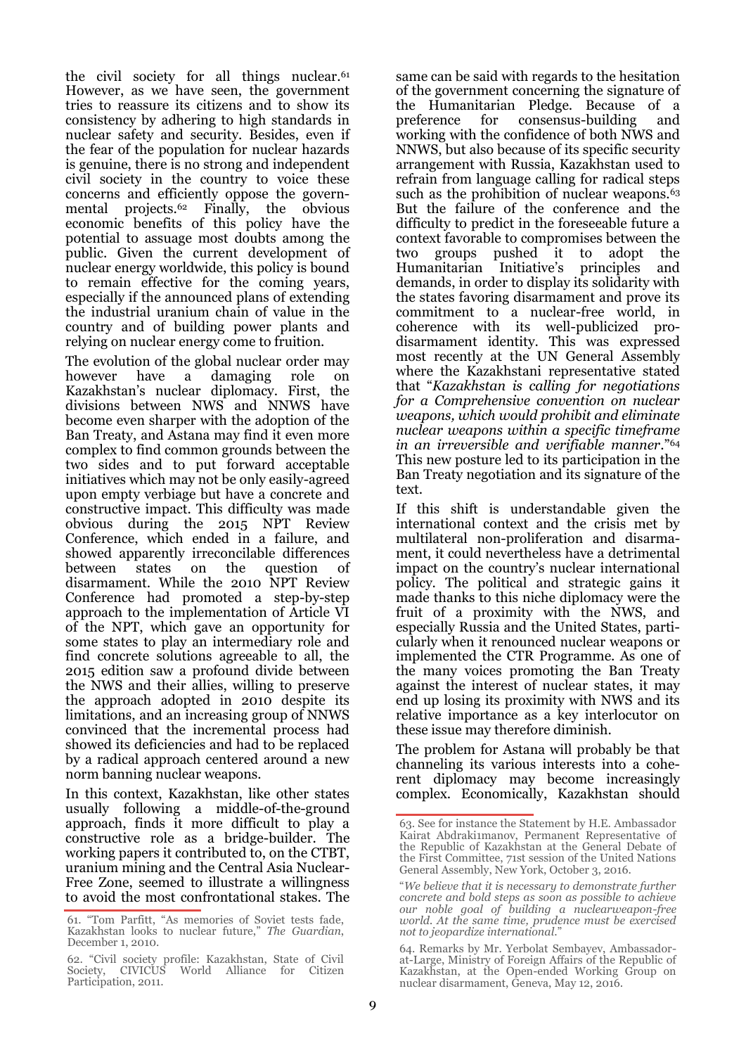the civil society for all things nuclear.[61] However, as we have seen, the government tries to reassure its citizens and to show its consistency by adhering to high standards in nuclear safety and security. Besides, even if the fear of the population for nuclear hazards is genuine, there is no strong and independent civil society in the country to voice these concerns and efficiently oppose the governmental projects.[62] Finally, the obvious economic benefits of this policy have the potential to assuage most doubts among the public. Given the current development of nuclear energy worldwide, this policy is bound to remain effective for the coming years, especially if the announced plans of extending the industrial uranium chain of value in the country and of building power plants and relying on nuclear energy come to fruition.

The evolution of the global nuclear order may however have a damaging role on Kazakhstan's nuclear diplomacy. First, the divisions between NWS and NNWS have become even sharper with the adoption of the Ban Treaty, and Astana may find it even more complex to find common grounds between the two sides and to put forward acceptable initiatives which may not be only easily-agreed upon empty verbiage but have a concrete and constructive impact. This difficulty was made obvious during the 2015 NPT Review Conference, which ended in a failure, and showed apparently irreconcilable differences between states on the question of disarmament. While the 2010 NPT Review Conference had promoted a step-by-step approach to the implementation of Article VI of the NPT, which gave an opportunity for some states to play an intermediary role and find concrete solutions agreeable to all, the 2015 edition saw a profound divide between the NWS and their allies, willing to preserve the approach adopted in 2010 despite its limitations, and an increasing group of NNWS convinced that the incremental process had showed its deficiencies and had to be replaced by a radical approach centered around a new norm banning nuclear weapons.

In this context, Kazakhstan, like other states usually following a middle-of-the-ground approach, finds it more difficult to play a constructive role as a bridge-builder. The working papers it contributed to, on the CTBT, uranium mining and the Central Asia Nuclear-Free Zone, seemed to illustrate a willingness to avoid the most confrontational stakes. The same can be said with regards to the hesitation of the government concerning the signature of the Humanitarian Pledge. Because of a preference for consensus-building and working with the confidence of both NWS and NNWS, but also because of its specific security arrangement with Russia, Kazakhstan used to refrain from language calling for radical steps such as the prohibition of nuclear weapons.[63] But the failure of the conference and the difficulty to predict in the foreseeable future a context favorable to compromises between the two groups pushed it to adopt the Humanitarian Initiative's principles and demands, in order to display its solidarity with the states favoring disarmament and prove its commitment to a nuclear-free world, in coherence with its well-publicized pro-disarmament identity. This was expressed most recently at the UN General Assembly where the Kazakhstani representative stated that "*Kazakhstan is calling for negotiations for a Comprehensive convention on nuclear weapons, which would prohibit and eliminate nuclear weapons within a specific timeframe in an irreversible and verifiable manner*."[64] This new posture led to its participation in the Ban Treaty negotiation and its signature of the text.

If this shift is understandable given the international context and the crisis met by multilateral non-proliferation and disarmament, it could nevertheless have a detrimental impact on the country's nuclear international policy. The political and strategic gains it made thanks to this niche diplomacy were the fruit of a proximity with the NWS, and especially Russia and the United States, particularly when it renounced nuclear weapons or implemented the CTR Programme. As one of the many voices promoting the Ban Treaty against the interest of nuclear states, it may end up losing its proximity with NWS and its relative importance as a key interlocutor on these issue may therefore diminish.

The problem for Astana will probably be that channeling its various interests into a coherent diplomacy may become increasingly complex. Economically, Kazakhstan should

---

61. "Tom Parfitt, "As memories of Soviet tests fade, Kazakhstan looks to nuclear future," *The Guardian*, December 1, 2010.

62. "Civil society profile: Kazakhstan, State of Civil Society, CIVICUS World Alliance for Citizen Participation, 2011.

63. See for instance the Statement by H.E. Ambassador Kairat Abdrakiımanov, Permanent Representative of the Republic of Kazakhstan at the General Debate of the First Committee, 71st session of the United Nations General Assembly, New York, October 3, 2016.

"*We believe that it is necessary to demonstrate further concrete and bold steps as soon as possible to achieve our noble goal of building a nuclearweapon-free world. At the same time, prudence must be exercised not to jeopardize international.*"

64. Remarks by Mr. Yerbolat Sembayev, Ambassador-at-Large, Ministry of Foreign Affairs of the Republic of Kazakhstan, at the Open-ended Working Group on nuclear disarmament, Geneva, May 12, 2016.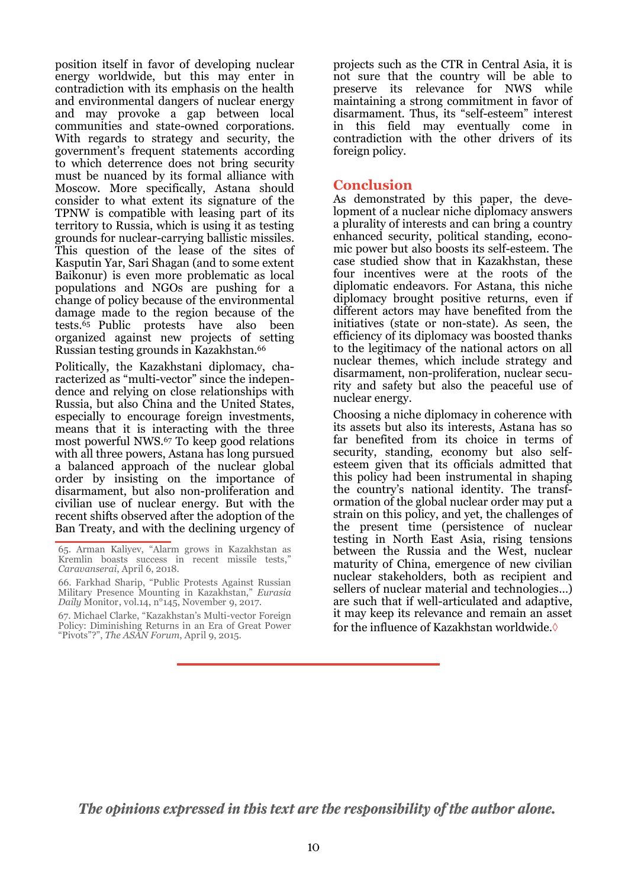position itself in favor of developing nuclear energy worldwide, but this may enter in contradiction with its emphasis on the health and environmental dangers of nuclear energy and may provoke a gap between local communities and state-owned corporations. With regards to strategy and security, the government's frequent statements according to which deterrence does not bring security must be nuanced by its formal alliance with Moscow. More specifically, Astana should consider to what extent its signature of the TPNW is compatible with leasing part of its territory to Russia, which is using it as testing grounds for nuclear-carrying ballistic missiles. This question of the lease of the sites of Kasputin Yar, Sari Shagan (and to some extent Baikonur) is even more problematic as local populations and NGOs are pushing for a change of policy because of the environmental damage made to the region because of the tests.[65] Public protests have also been organized against new projects of setting Russian testing grounds in Kazakhstan.[66]

Politically, the Kazakhstani diplomacy, characterized as "multi-vector" since the independence and relying on close relationships with Russia, but also China and the United States, especially to encourage foreign investments, means that it is interacting with the three most powerful NWS.[67] To keep good relations with all three powers, Astana has long pursued a balanced approach of the nuclear global order by insisting on the importance of disarmament, but also non-proliferation and civilian use of nuclear energy. But with the recent shifts observed after the adoption of the Ban Treaty, and with the declining urgency of projects such as the CTR in Central Asia, it is not sure that the country will be able to preserve its relevance for NWS while maintaining a strong commitment in favor of disarmament. Thus, its "self-esteem" interest in this field may eventually come in contradiction with the other drivers of its foreign policy.

## Conclusion

As demonstrated by this paper, the development of a nuclear niche diplomacy answers a plurality of interests and can bring a country enhanced security, political standing, economic power but also boosts its self-esteem. The case studied show that in Kazakhstan, these four incentives were at the roots of the diplomatic endeavors. For Astana, this niche diplomacy brought positive returns, even if different actors may have benefited from the initiatives (state or non-state). As seen, the efficiency of its diplomacy was boosted thanks to the legitimacy of the national actors on all nuclear themes, which include strategy and disarmament, non-proliferation, nuclear security and safety but also the peaceful use of nuclear energy.

Choosing a niche diplomacy in coherence with its assets but also its interests, Astana has so far benefited from its choice in terms of security, standing, economy but also self-esteem given that its officials admitted that this policy had been instrumental in shaping the country's national identity. The transformation of the global nuclear order may put a strain on this policy, and yet, the challenges of the present time (persistence of nuclear testing in North East Asia, rising tensions between the Russia and the West, nuclear maturity of China, emergence of new civilian nuclear stakeholders, both as recipient and sellers of nuclear material and technologies…) are such that if well-articulated and adaptive, it may keep its relevance and remain an asset for the influence of Kazakhstan worldwide.◊

---

65. Arman Kaliyev, "Alarm grows in Kazakhstan as Kremlin boasts success in recent missile tests," *Caravanserai*, April 6, 2018.

66. Farkhad Sharip, "Public Protests Against Russian Military Presence Mounting in Kazakhstan," *Eurasia Daily* Monitor, vol.14, n°145, November 9, 2017.

67. Michael Clarke, "Kazakhstan's Multi-vector Foreign Policy: Diminishing Returns in an Era of Great Power "Pivots"?", *The ASAN Forum*, April 9, 2015.

*The opinions expressed in this text are the responsibility of the author alone.*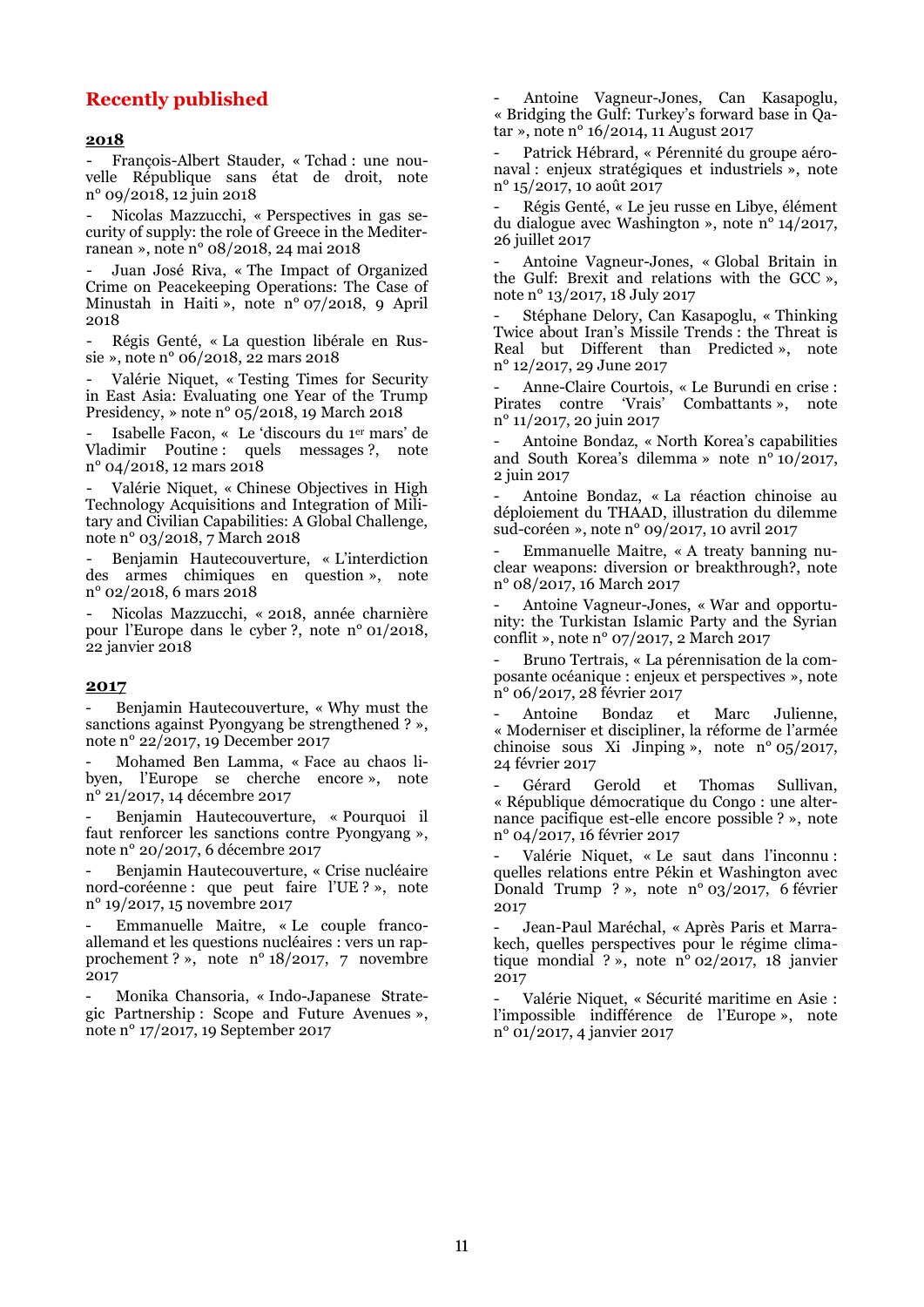## Recently published

### 2018

- François-Albert Stauder, « Tchad : une nouvelle République sans état de droit, note n° 09/2018, 12 juin 2018
- Nicolas Mazzucchi, « Perspectives in gas security of supply: the role of Greece in the Mediterranean », note n° 08/2018, 24 mai 2018
- Juan José Riva, « The Impact of Organized Crime on Peacekeeping Operations: The Case of Minustah in Haiti », note n° 07/2018, 9 April 2018
- Régis Genté, « La question libérale en Russie », note n° 06/2018, 22 mars 2018
- Valérie Niquet, « Testing Times for Security in East Asia: Evaluating one Year of the Trump Presidency, » note n° 05/2018, 19 March 2018
- Isabelle Facon, « Le 'discours du 1er mars' de Vladimir Poutine : quels messages ?, note n° 04/2018, 12 mars 2018
- Valérie Niquet, « Chinese Objectives in High Technology Acquisitions and Integration of Military and Civilian Capabilities: A Global Challenge, note n° 03/2018, 7 March 2018
- Benjamin Hautecouverture, « L'interdiction des armes chimiques en question », note n° 02/2018, 6 mars 2018
- Nicolas Mazzucchi, « 2018, année charnière pour l'Europe dans le cyber ?, note n° 01/2018, 22 janvier 2018

### 2017

- Benjamin Hautecouverture, « Why must the sanctions against Pyongyang be strengthened ? », note n° 22/2017, 19 December 2017
- Mohamed Ben Lamma, « Face au chaos libyen, l'Europe se cherche encore », note n° 21/2017, 14 décembre 2017
- Benjamin Hautecouverture, « Pourquoi il faut renforcer les sanctions contre Pyongyang », note n° 20/2017, 6 décembre 2017
- Benjamin Hautecouverture, « Crise nucléaire nord-coréenne : que peut faire l'UE ? », note n° 19/2017, 15 novembre 2017
- Emmanuelle Maitre, « Le couple franco-allemand et les questions nucléaires : vers un rapprochement ? », note n° 18/2017, 7 novembre 2017
- Monika Chansoria, « Indo-Japanese Strategic Partnership : Scope and Future Avenues », note n° 17/2017, 19 September 2017
- Antoine Vagneur-Jones, Can Kasapoglu, « Bridging the Gulf: Turkey's forward base in Qatar », note n° 16/2014, 11 August 2017
- Patrick Hébrard, « Pérennité du groupe aéronaval : enjeux stratégiques et industriels », note n° 15/2017, 10 août 2017
- Régis Genté, « Le jeu russe en Libye, élément du dialogue avec Washington », note n° 14/2017, 26 juillet 2017
- Antoine Vagneur-Jones, « Global Britain in the Gulf: Brexit and relations with the GCC », note n° 13/2017, 18 July 2017
- Stéphane Delory, Can Kasapoglu, « Thinking Twice about Iran's Missile Trends : the Threat is Real but Different than Predicted », note n° 12/2017, 29 June 2017
- Anne-Claire Courtois, « Le Burundi en crise : Pirates contre 'Vrais' Combattants », note n° 11/2017, 20 juin 2017
- Antoine Bondaz, « North Korea's capabilities and South Korea's dilemma » note n° 10/2017, 2 juin 2017
- Antoine Bondaz, « La réaction chinoise au déploiement du THAAD, illustration du dilemme sud-coréen », note n° 09/2017, 10 avril 2017
- Emmanuelle Maitre, « A treaty banning nuclear weapons: diversion or breakthrough?, note n° 08/2017, 16 March 2017
- Antoine Vagneur-Jones, « War and opportunity: the Turkistan Islamic Party and the Syrian conflit », note n° 07/2017, 2 March 2017
- Bruno Tertrais, « La pérennisation de la composante océanique : enjeux et perspectives », note n° 06/2017, 28 février 2017
- Antoine Bondaz et Marc Julienne, « Moderniser et discipliner, la réforme de l'armée chinoise sous Xi Jinping », note n° 05/2017, 24 février 2017
- Gérard Gerold et Thomas Sullivan, « République démocratique du Congo : une alternance pacifique est-elle encore possible ? », note n° 04/2017, 16 février 2017
- Valérie Niquet, « Le saut dans l'inconnu : quelles relations entre Pékin et Washington avec Donald Trump ? », note n° 03/2017, 6 février 2017
- Jean-Paul Maréchal, « Après Paris et Marrakech, quelles perspectives pour le régime climatique mondial ? », note n° 02/2017, 18 janvier 2017
- Valérie Niquet, « Sécurité maritime en Asie : l'impossible indifférence de l'Europe », note n° 01/2017, 4 janvier 2017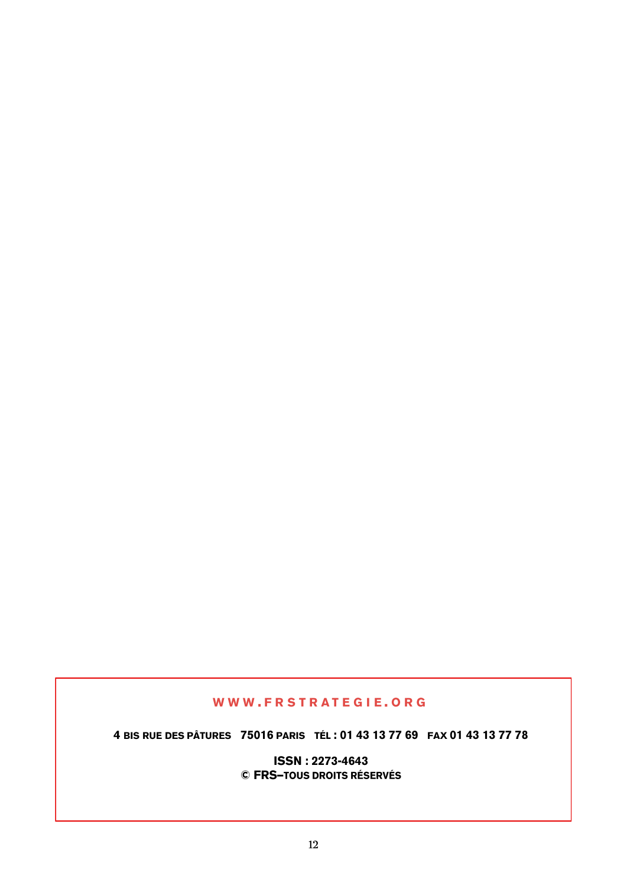**WWW.FRSTRATEGIE.ORG**

**4 BIS RUE DES PÂTURES 75016 PARIS TÉL : 01 43 13 77 69 FAX 01 43 13 77 78**

**ISSN : 2273-4643**
**© FRS–TOUS DROITS RÉSERVÉS**